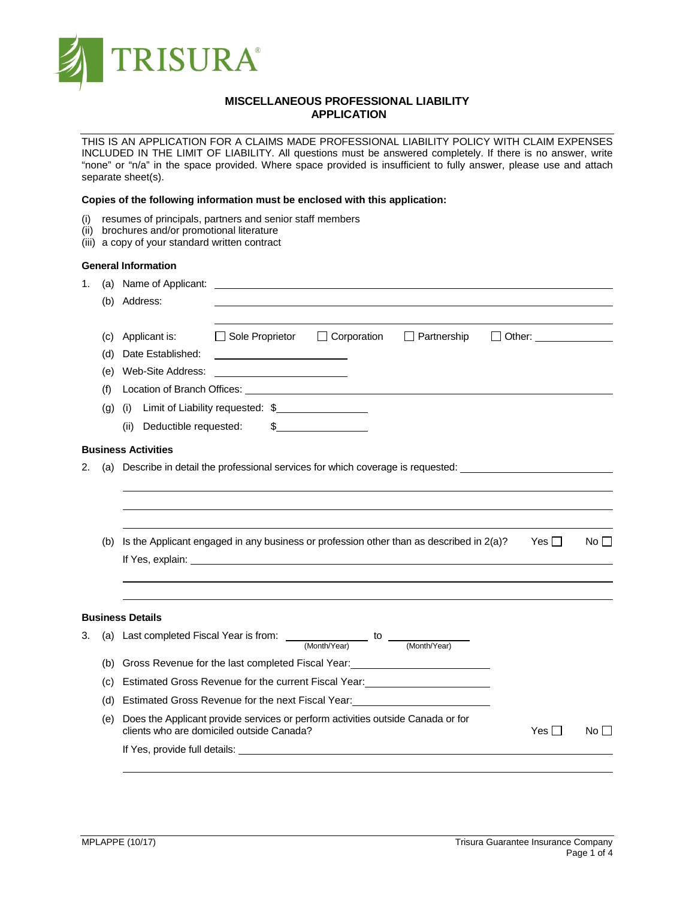TRISURA®

# MISCELLANEOUS PROFESSIONAL LIABILITY APPLICATION

THIS IS AN APPLICATION FOR A CLAIMS MADE PROFESSIONAL LIABILITY POLICY WITH CLAIM EXPENSES INCLUDED IN THE LIMIT OF LIABILITY. All questions must be answered completely. If there is no answer, write "none" or "n/a" in the space provided. Where space provided is insufficient to fully answer, please use and attach separate sheet(s).

**Copies of the following information must be enclosed with this application:**

(i) resumes of principals, partners and senior staff members
(ii) brochures and/or promotional literature
(iii) a copy of your standard written contract

**General Information**

1. (a) Name of Applicant: ____________________

   (b) Address: ____________________

   ____________________

   (c) Applicant is: ☐ Sole Proprietor ☐ Corporation ☐ Partnership ☐ Other: __________

   (d) Date Established: ____________________

   (e) Web-Site Address: ____________________

   (f) Location of Branch Offices: ____________________

   (g) (i) Limit of Liability requested: $__________

   (ii) Deductible requested: $__________

**Business Activities**

2. (a) Describe in detail the professional services for which coverage is requested: ____________________

   ____________________

   ____________________

   ____________________

   (b) Is the Applicant engaged in any business or profession other than as described in 2(a)? Yes ☐ No ☐

   If Yes, explain: ____________________

   ____________________

   ____________________

**Business Details**

3. (a) Last completed Fiscal Year is from: __________ (Month/Year) to __________ (Month/Year)

   (b) Gross Revenue for the last completed Fiscal Year: ____________________

   (c) Estimated Gross Revenue for the current Fiscal Year: ____________________

   (d) Estimated Gross Revenue for the next Fiscal Year: ____________________

   (e) Does the Applicant provide services or perform activities outside Canada or for clients who are domiciled outside Canada? Yes ☐ No ☐

   If Yes, provide full details: ____________________

   ____________________

MPLAPPE (10/17) Trisura Guarantee Insurance Company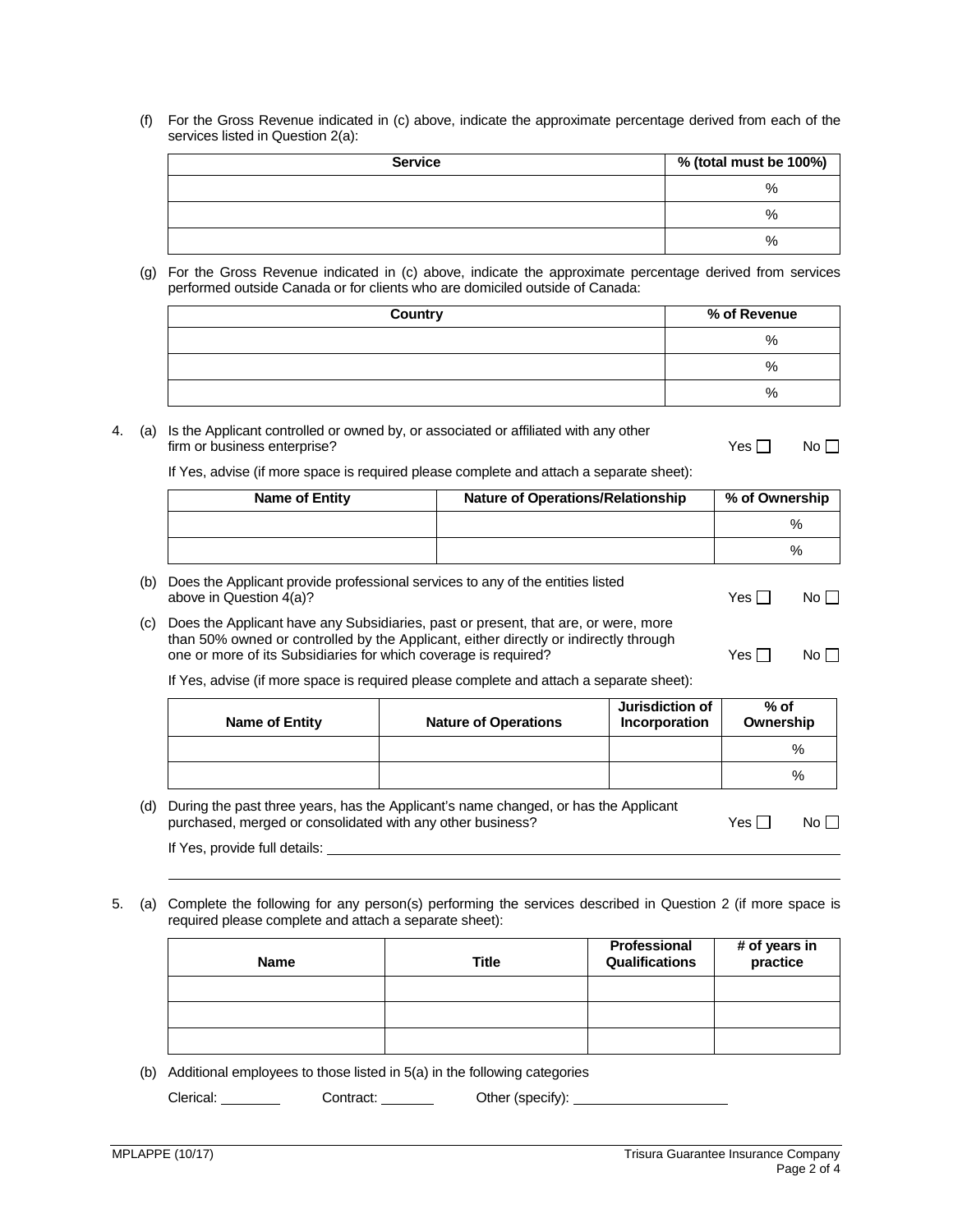(f) For the Gross Revenue indicated in (c) above, indicate the approximate percentage derived from each of the services listed in Question 2(a):

| Service | % (total must be 100%) |
|---|---|
| | % |
| | % |
| | % |

(g) For the Gross Revenue indicated in (c) above, indicate the approximate percentage derived from services performed outside Canada or for clients who are domiciled outside of Canada:

| Country | % of Revenue |
|---|---|
| | % |
| | % |
| | % |

4. (a) Is the Applicant controlled or owned by, or associated or affiliated with any other firm or business enterprise? Yes ☐ No ☐

If Yes, advise (if more space is required please complete and attach a separate sheet):

| Name of Entity | Nature of Operations/Relationship | % of Ownership |
|---|---|---|
| | | % |
| | | % |

(b) Does the Applicant provide professional services to any of the entities listed above in Question 4(a)? Yes ☐ No ☐

(c) Does the Applicant have any Subsidiaries, past or present, that are, or were, more than 50% owned or controlled by the Applicant, either directly or indirectly through one or more of its Subsidiaries for which coverage is required? Yes ☐ No ☐

If Yes, advise (if more space is required please complete and attach a separate sheet):

| Name of Entity | Nature of Operations | Jurisdiction of Incorporation | % of Ownership |
|---|---|---|---|
| | | | % |
| | | | % |

(d) During the past three years, has the Applicant's name changed, or has the Applicant purchased, merged or consolidated with any other business? Yes ☐ No ☐

If Yes, provide full details: ______________________________________________

______________________________________________

5. (a) Complete the following for any person(s) performing the services described in Question 2 (if more space is required please complete and attach a separate sheet):

| Name | Title | Professional Qualifications | # of years in practice |
|---|---|---|---|
| | | | |
| | | | |
| | | | |

(b) Additional employees to those listed in 5(a) in the following categories

Clerical: ________ Contract: ________ Other (specify): ____________________

MPLAPPE (10/17)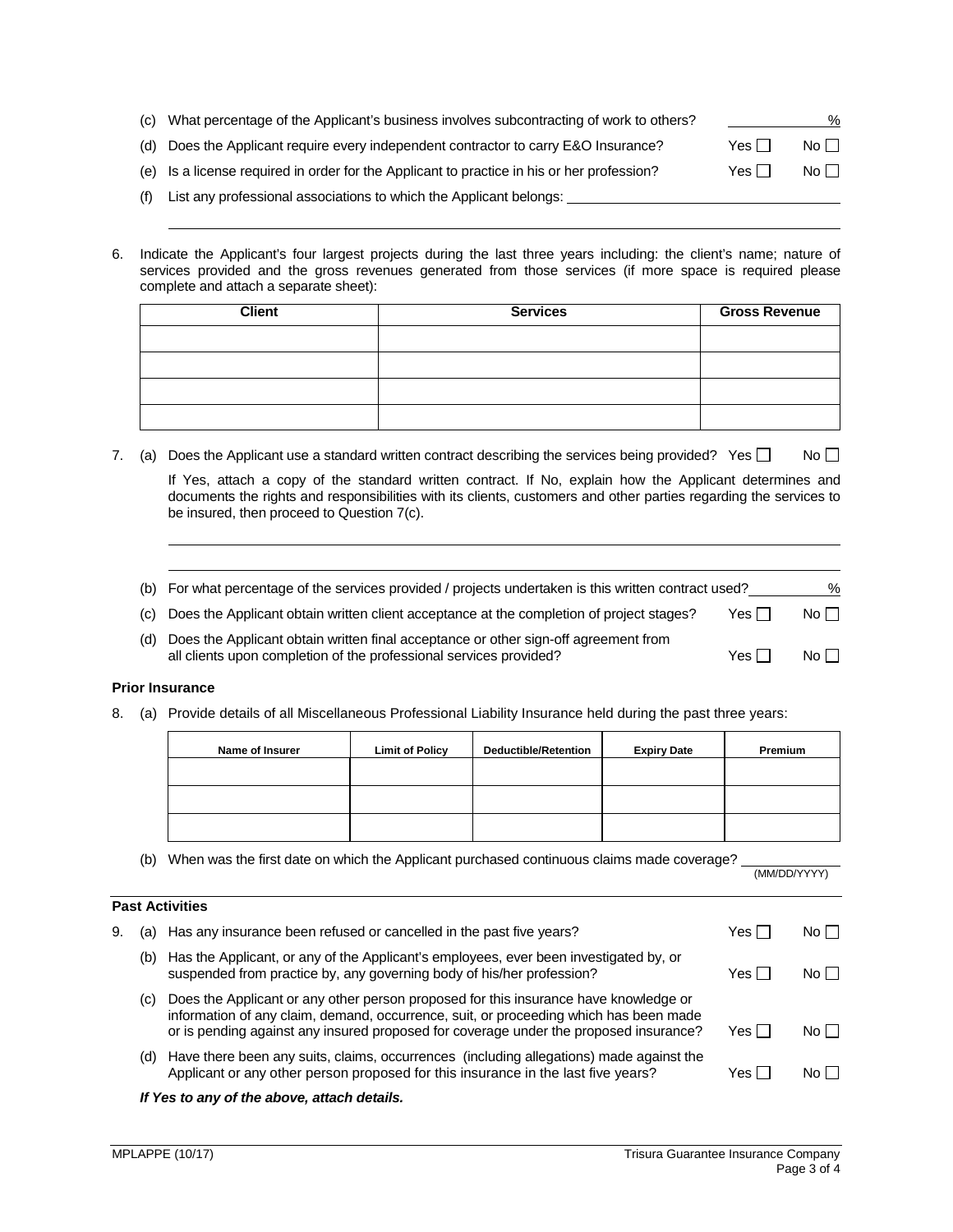(c) What percentage of the Applicant's business involves subcontracting of work to others? __________ %

(d) Does the Applicant require every independent contractor to carry E&O Insurance? Yes ☐ No ☐

(e) Is a license required in order for the Applicant to practice in his or her profession? Yes ☐ No ☐

(f) List any professional associations to which the Applicant belongs: ______________________________

______________________________________________________________________________

6. Indicate the Applicant's four largest projects during the last three years including: the client's name; nature of services provided and the gross revenues generated from those services (if more space is required please complete and attach a separate sheet):

| Client | Services | Gross Revenue |
|---|---|---|
| | | |
| | | |
| | | |
| | | |

7. (a) Does the Applicant use a standard written contract describing the services being provided? Yes ☐ No ☐

If Yes, attach a copy of the standard written contract. If No, explain how the Applicant determines and documents the rights and responsibilities with its clients, customers and other parties regarding the services to be insured, then proceed to Question 7(c).

______________________________________________________________________________

______________________________________________________________________________

(b) For what percentage of the services provided / projects undertaken is this written contract used? __________ %

(c) Does the Applicant obtain written client acceptance at the completion of project stages? Yes ☐ No ☐

(d) Does the Applicant obtain written final acceptance or other sign-off agreement from all clients upon completion of the professional services provided? Yes ☐ No ☐

**Prior Insurance**

8. (a) Provide details of all Miscellaneous Professional Liability Insurance held during the past three years:

| Name of Insurer | Limit of Policy | Deductible/Retention | Expiry Date | Premium |
|---|---|---|---|---|
| | | | | |
| | | | | |
| | | | | |

(b) When was the first date on which the Applicant purchased continuous claims made coverage? __________ (MM/DD/YYYY)

**Past Activities**

9. (a) Has any insurance been refused or cancelled in the past five years? Yes ☐ No ☐

(b) Has the Applicant, or any of the Applicant's employees, ever been investigated by, or suspended from practice by, any governing body of his/her profession? Yes ☐ No ☐

(c) Does the Applicant or any other person proposed for this insurance have knowledge or information of any claim, demand, occurrence, suit, or proceeding which has been made or is pending against any insured proposed for coverage under the proposed insurance? Yes ☐ No ☐

(d) Have there been any suits, claims, occurrences (including allegations) made against the Applicant or any other person proposed for this insurance in the last five years? Yes ☐ No ☐

***If Yes to any of the above, attach details.***

MPLAPPE (10/17) Trisura Guarantee Insurance Company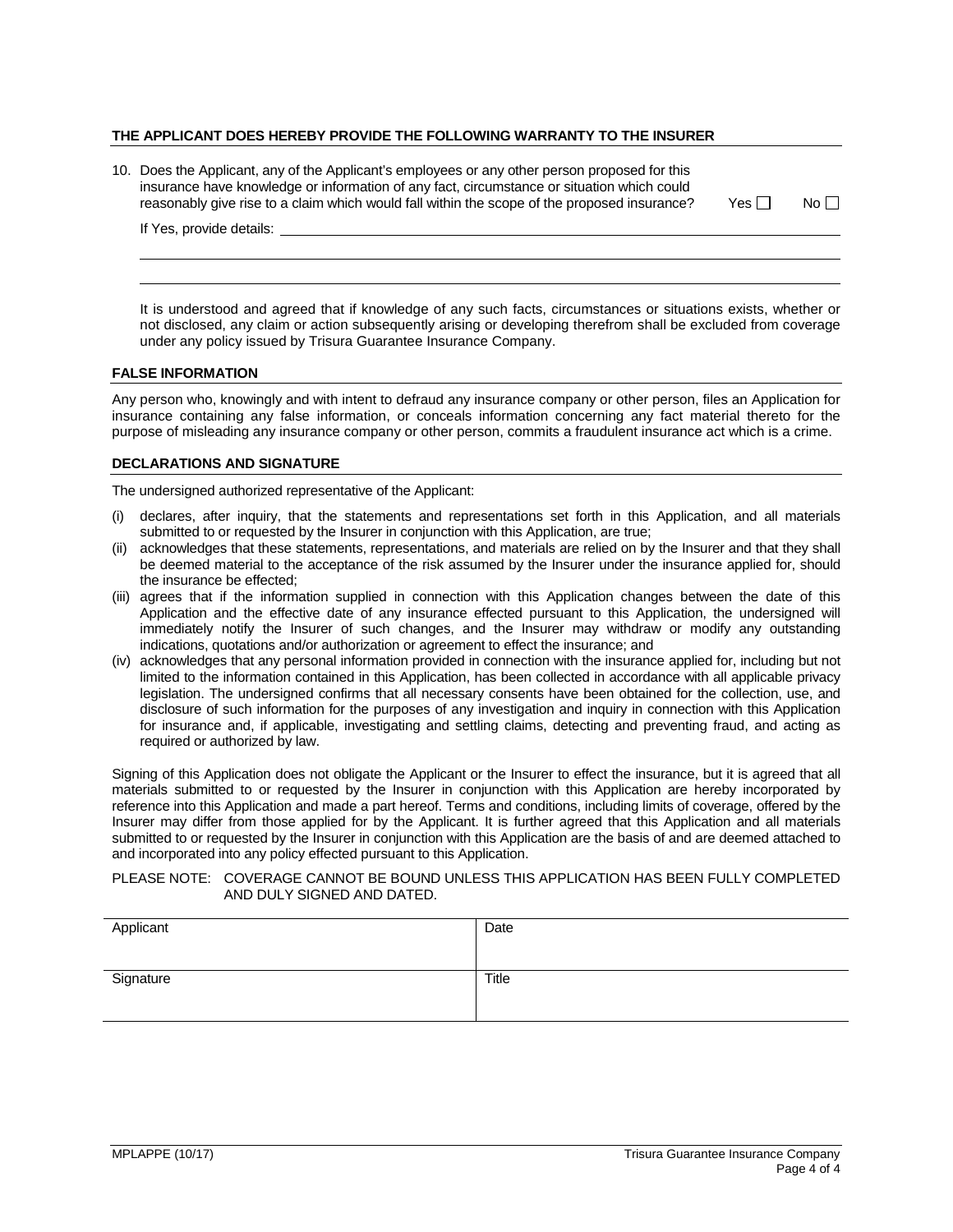**THE APPLICANT DOES HEREBY PROVIDE THE FOLLOWING WARRANTY TO THE INSURER**

10. Does the Applicant, any of the Applicant's employees or any other person proposed for this insurance have knowledge or information of any fact, circumstance or situation which could reasonably give rise to a claim which would fall within the scope of the proposed insurance? Yes ☐ No ☐

    If Yes, provide details: ______________________________________________

    ______________________________________________

    ______________________________________________

    It is understood and agreed that if knowledge of any such facts, circumstances or situations exists, whether or not disclosed, any claim or action subsequently arising or developing therefrom shall be excluded from coverage under any policy issued by Trisura Guarantee Insurance Company.

**FALSE INFORMATION**

Any person who, knowingly and with intent to defraud any insurance company or other person, files an Application for insurance containing any false information, or conceals information concerning any fact material thereto for the purpose of misleading any insurance company or other person, commits a fraudulent insurance act which is a crime.

**DECLARATIONS AND SIGNATURE**

The undersigned authorized representative of the Applicant:

(i) declares, after inquiry, that the statements and representations set forth in this Application, and all materials submitted to or requested by the Insurer in conjunction with this Application, are true;

(ii) acknowledges that these statements, representations, and materials are relied on by the Insurer and that they shall be deemed material to the acceptance of the risk assumed by the Insurer under the insurance applied for, should the insurance be effected;

(iii) agrees that if the information supplied in connection with this Application changes between the date of this Application and the effective date of any insurance effected pursuant to this Application, the undersigned will immediately notify the Insurer of such changes, and the Insurer may withdraw or modify any outstanding indications, quotations and/or authorization or agreement to effect the insurance; and

(iv) acknowledges that any personal information provided in connection with the insurance applied for, including but not limited to the information contained in this Application, has been collected in accordance with all applicable privacy legislation. The undersigned confirms that all necessary consents have been obtained for the collection, use, and disclosure of such information for the purposes of any investigation and inquiry in connection with this Application for insurance and, if applicable, investigating and settling claims, detecting and preventing fraud, and acting as required or authorized by law.

Signing of this Application does not obligate the Applicant or the Insurer to effect the insurance, but it is agreed that all materials submitted to or requested by the Insurer in conjunction with this Application are hereby incorporated by reference into this Application and made a part hereof. Terms and conditions, including limits of coverage, offered by the Insurer may differ from those applied for by the Applicant. It is further agreed that this Application and all materials submitted to or requested by the Insurer in conjunction with this Application are the basis of and are deemed attached to and incorporated into any policy effected pursuant to this Application.

PLEASE NOTE: COVERAGE CANNOT BE BOUND UNLESS THIS APPLICATION HAS BEEN FULLY COMPLETED AND DULY SIGNED AND DATED.

| | |
|---|---|
| Applicant | Date |
| Signature | Title |

MPLAPPE (10/17) Trisura Guarantee Insurance Company